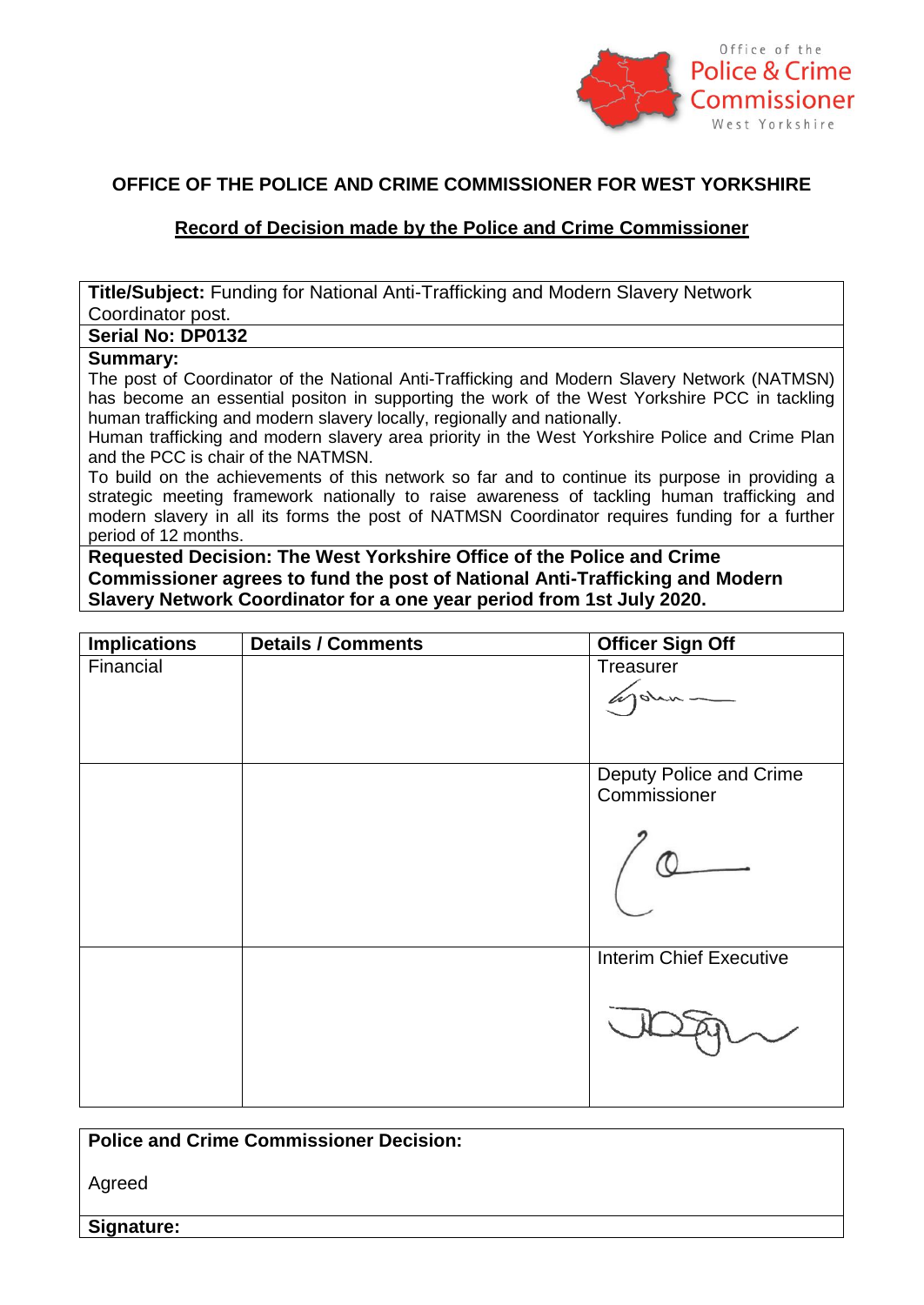Office of the Police & Crime Commissioner West Yorkshire

## OFFICE OF THE POLICE AND CRIME COMMISSIONER FOR WEST YORKSHIRE

### Record of Decision made by the Police and Crime Commissioner

**Title/Subject:** Funding for National Anti-Trafficking and Modern Slavery Network Coordinator post.

**Serial No: DP0132**

**Summary:**

The post of Coordinator of the National Anti-Trafficking and Modern Slavery Network (NATMSN) has become an essential positon in supporting the work of the West Yorkshire PCC in tackling human trafficking and modern slavery locally, regionally and nationally.

Human trafficking and modern slavery area priority in the West Yorkshire Police and Crime Plan and the PCC is chair of the NATMSN.

To build on the achievements of this network so far and to continue its purpose in providing a strategic meeting framework nationally to raise awareness of tackling human trafficking and modern slavery in all its forms the post of NATMSN Coordinator requires funding for a further period of 12 months.

**Requested Decision: The West Yorkshire Office of the Police and Crime Commissioner agrees to fund the post of National Anti-Trafficking and Modern Slavery Network Coordinator for a one year period from 1st July 2020.**

| Implications | Details / Comments | Officer Sign Off |
|---|---|---|
| Financial | | Treasurer [signature] |
| | | Deputy Police and Crime Commissioner [signature] |
| | | Interim Chief Executive [signature] |

**Police and Crime Commissioner Decision:**

Agreed

**Signature:**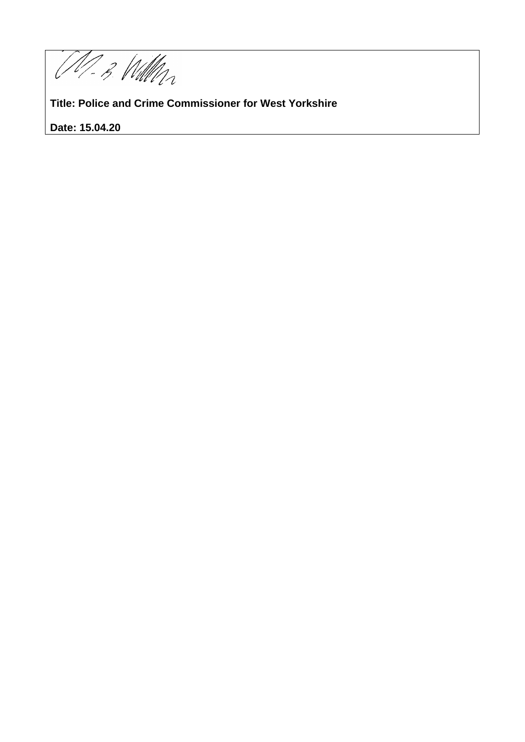**Title: Police and Crime Commissioner for West Yorkshire**

**Date: 15.04.20**